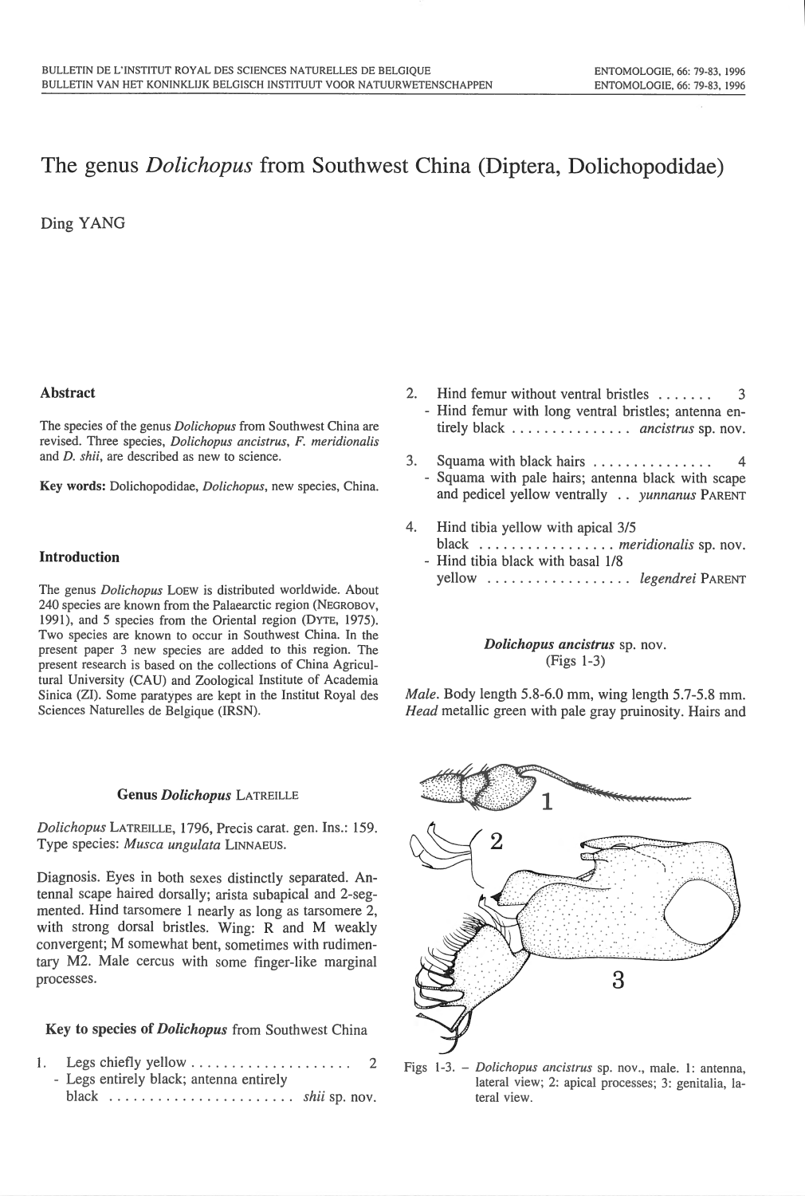# The genus *Dolichopus* from Southwest China (Diptera, Dolichopodidae)

Ding YANG

## Abstract

The species of the genus *Dolichopus* from Southwest China are revised. Three species, *Dolichopus ancistrus*, *F. meridionalis* and *D. shii*, are described as new to science.

**Key words:** Dolichopodidae, *Dolichopus*, new species, China.

## Introduction

The genus *Dolichopus* LOEW is distributed worldwide. About 240 species are known from the Palaearctic region (NEGROBOV, 1991), and 5 species from the Oriental region (DYTE, 1975). Two species are known to occur in Southwest China. In the present paper 3 new species are added to this region. The present research is based on the collections of China Agricultural University (CAU) and Zoological Institute of Academia Sinica (ZI). Some paratypes are kept in the Institut Royal des Sciences Naturelles de Belgique (IRSN).

### Genus *Dolichopus* LATREILLE

*Dolichopus* LATREILLE, 1796, Precis carat. gen. Ins.: 159. Type species: *Musca ungulata* LINNAEUS.

Diagnosis. Eyes in both sexes distinctly separated. Antennal scape haired dorsally; arista subapical and 2-segmented. Hind tarsomere 1 nearly as long as tarsomere 2, with strong dorsal bristles. Wing: R and M weakly convergent; M somewhat bent, sometimes with rudimentary M2. Male cercus with some finger-like marginal processes.

### Key to species of *Dolichopus* from Southwest China

1. Legs chiefly yellow .................... 2
   - Legs entirely black; antenna entirely black ........................ *shii* sp. nov.
2. Hind femur without ventral bristles ....... 3
   - Hind femur with long ventral bristles; antenna entirely black ............... *ancistrus* sp. nov.
3. Squama with black hairs ............... 4
   - Squama with pale hairs; antenna black with scape and pedicel yellow ventrally .. *yunnanus* PARENT
4. Hind tibia yellow with apical 3/5 black ................. *meridionalis* sp. nov.
   - Hind tibia black with basal 1/8 yellow .................. *legendrei* PARENT

### *Dolichopus ancistrus* sp. nov.
(Figs 1-3)

*Male*. Body length 5.8-6.0 mm, wing length 5.7-5.8 mm. *Head* metallic green with pale gray pruinosity. Hairs and

Figs 1-3. – *Dolichopus ancistrus* sp. nov., male. 1: antenna, lateral view; 2: apical processes; 3: genitalia, lateral view.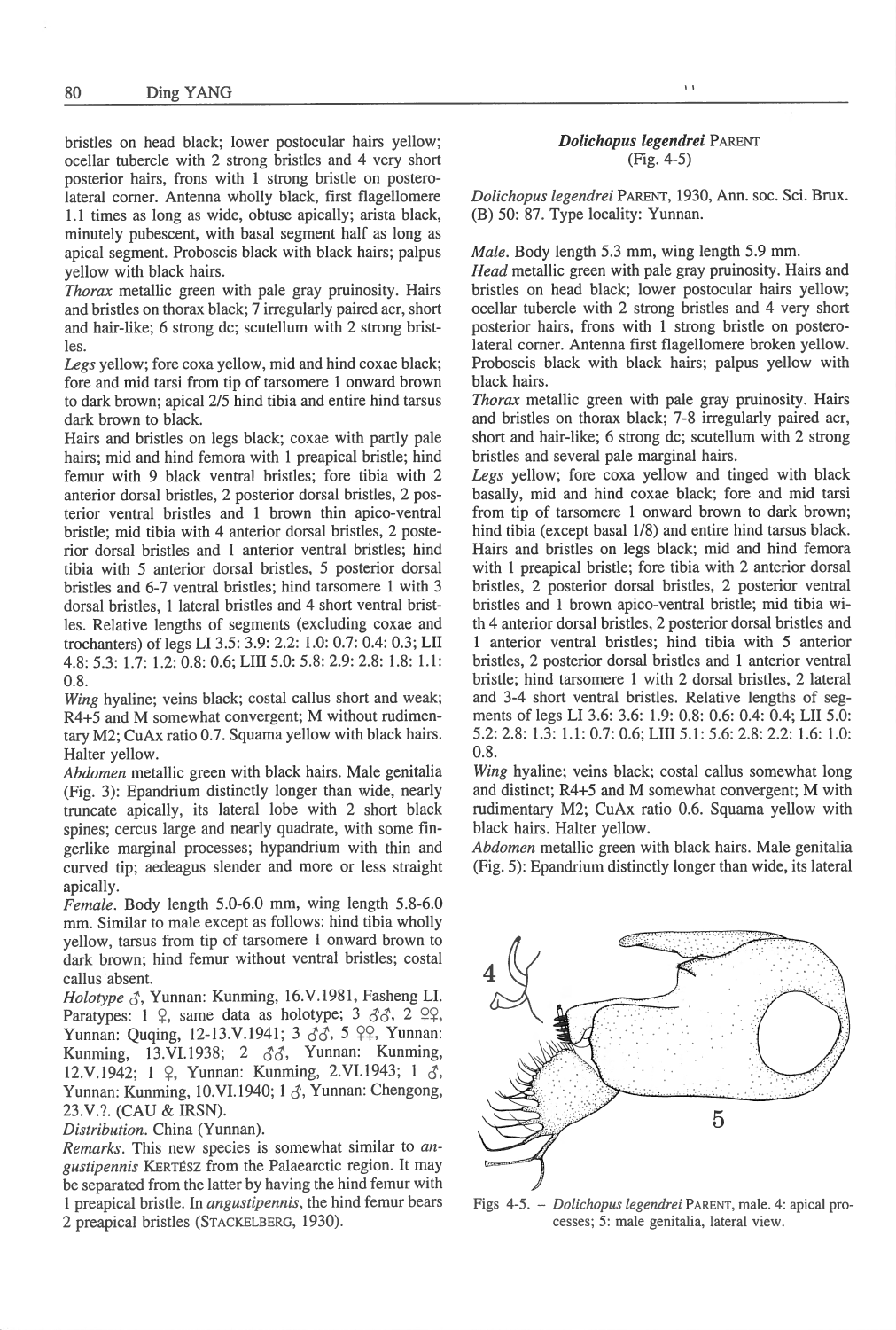bristles on head black; lower postocular hairs yellow; ocellar tubercle with 2 strong bristles and 4 very short posterior hairs, frons with 1 strong bristle on postero-lateral corner. Antenna wholly black, first flagellomere 1.1 times as long as wide, obtuse apically; arista black, minutely pubescent, with basal segment half as long as apical segment. Proboscis black with black hairs; palpus yellow with black hairs.

*Thorax* metallic green with pale gray pruinosity. Hairs and bristles on thorax black; 7 irregularly paired acr, short and hair-like; 6 strong dc; scutellum with 2 strong bristles.

*Legs* yellow; fore coxa yellow, mid and hind coxae black; fore and mid tarsi from tip of tarsomere 1 onward brown to dark brown; apical 2/5 hind tibia and entire hind tarsus dark brown to black.

Hairs and bristles on legs black; coxae with partly pale hairs; mid and hind femora with 1 preapical bristle; hind femur with 9 black ventral bristles; fore tibia with 2 anterior dorsal bristles, 2 posterior dorsal bristles, 2 posterior ventral bristles and 1 brown thin apico-ventral bristle; mid tibia with 4 anterior dorsal bristles, 2 posterior dorsal bristles and 1 anterior ventral bristles; hind tibia with 5 anterior dorsal bristles, 5 posterior dorsal bristles and 6-7 ventral bristles; hind tarsomere 1 with 3 dorsal bristles, 1 lateral bristles and 4 short ventral bristles. Relative lengths of segments (excluding coxae and trochanters) of legs LI 3.5: 3.9: 2.2: 1.0: 0.7: 0.4: 0.3; LII 4.8: 5.3: 1.7: 1.2: 0.8: 0.6; LIII 5.0: 5.8: 2.9: 2.8: 1.8: 1.1: 0.8.

*Wing* hyaline; veins black; costal callus short and weak; R4+5 and M somewhat convergent; M without rudimentary M2; CuAx ratio 0.7. Squama yellow with black hairs. Halter yellow.

*Abdomen* metallic green with black hairs. Male genitalia (Fig. 3): Epandrium distinctly longer than wide, nearly truncate apically, its lateral lobe with 2 short black spines; cercus large and nearly quadrate, with some fingerlike marginal processes; hypandrium with thin and curved tip; aedeagus slender and more or less straight apically.

*Female*. Body length 5.0-6.0 mm, wing length 5.8-6.0 mm. Similar to male except as follows: hind tibia wholly yellow, tarsus from tip of tarsomere 1 onward brown to dark brown; hind femur without ventral bristles; costal callus absent.

*Holotype* ♂, Yunnan: Kunming, 16.V.1981, Fasheng LI. Paratypes: 1 ♀, same data as holotype; 3 ♂♂, 2 ♀♀, Yunnan: Quqing, 12-13.V.1941; 3 ♂♂, 5 ♀♀, Yunnan: Kunming, 13.VI.1938; 2 ♂♂, Yunnan: Kunming, 12.V.1942; 1 ♀, Yunnan: Kunming, 2.VI.1943; 1 ♂, Yunnan: Kunming, 10.VI.1940; 1 ♂, Yunnan: Chengong, 23.V.?. (CAU & IRSN).

*Distribution*. China (Yunnan).

*Remarks*. This new species is somewhat similar to *angustipennis* KERTÉSZ from the Palaearctic region. It may be separated from the latter by having the hind femur with 1 preapical bristle. In *angustipennis*, the hind femur bears 2 preapical bristles (STACKELBERG, 1930).

### *Dolichopus legendrei* PARENT
(Fig. 4-5)

*Dolichopus legendrei* PARENT, 1930, Ann. soc. Sci. Brux. (B) 50: 87. Type locality: Yunnan.

*Male*. Body length 5.3 mm, wing length 5.9 mm.

*Head* metallic green with pale gray pruinosity. Hairs and bristles on head black; lower postocular hairs yellow; ocellar tubercle with 2 strong bristles and 4 very short posterior hairs, frons with 1 strong bristle on postero-lateral corner. Antenna first flagellomere broken yellow. Proboscis black with black hairs; palpus yellow with black hairs.

*Thorax* metallic green with pale gray pruinosity. Hairs and bristles on thorax black; 7-8 irregularly paired acr, short and hair-like; 6 strong dc; scutellum with 2 strong bristles and several pale marginal hairs.

*Legs* yellow; fore coxa yellow and tinged with black basally, mid and hind coxae black; fore and mid tarsi from tip of tarsomere 1 onward brown to dark brown; hind tibia (except basal 1/8) and entire hind tarsus black. Hairs and bristles on legs black; mid and hind femora with 1 preapical bristle; fore tibia with 2 anterior dorsal bristles, 2 posterior dorsal bristles, 2 posterior ventral bristles and 1 brown apico-ventral bristle; mid tibia with 4 anterior dorsal bristles, 2 posterior dorsal bristles and 1 anterior ventral bristles; hind tibia with 5 anterior bristles, 2 posterior dorsal bristles and 1 anterior ventral bristle; hind tarsomere 1 with 2 dorsal bristles, 2 lateral and 3-4 short ventral bristles. Relative lengths of segments of legs LI 3.6: 3.6: 1.9: 0.8: 0.6: 0.4: 0.4; LII 5.0: 5.2: 2.8: 1.3: 1.1: 0.7: 0.6; LIII 5.1: 5.6: 2.8: 2.2: 1.6: 1.0: 0.8.

*Wing* hyaline; veins black; costal callus somewhat long and distinct; R4+5 and M somewhat convergent; M with rudimentary M2; CuAx ratio 0.6. Squama yellow with black hairs. Halter yellow.

*Abdomen* metallic green with black hairs. Male genitalia (Fig. 5): Epandrium distinctly longer than wide, its lateral

Figs 4-5. – *Dolichopus legendrei* PARENT, male. 4: apical processes; 5: male genitalia, lateral view.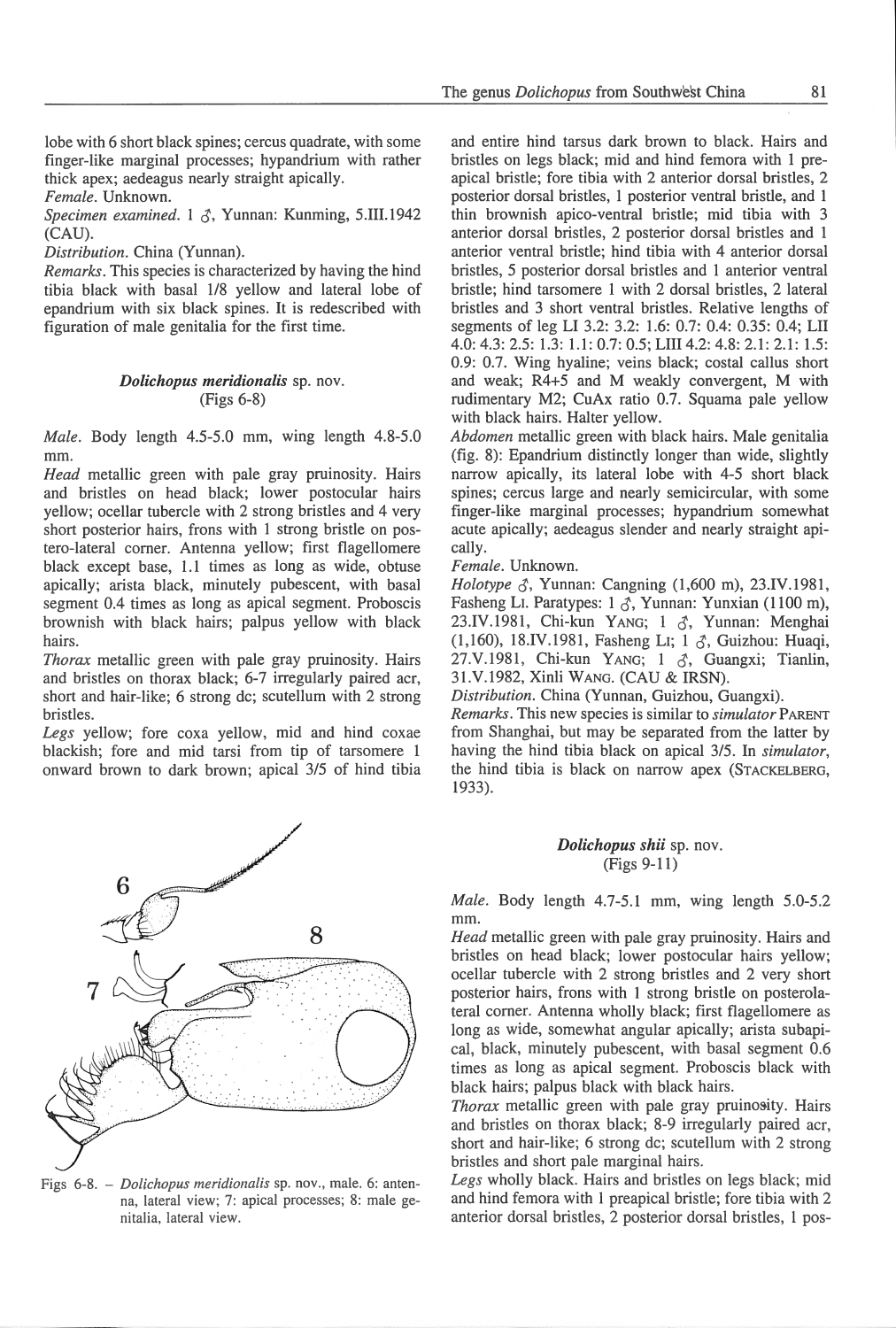lobe with 6 short black spines; cercus quadrate, with some finger-like marginal processes; hypandrium with rather thick apex; aedeagus nearly straight apically.

*Female*. Unknown.

*Specimen examined*. 1 ♂, Yunnan: Kunming, 5.III.1942 (CAU).

*Distribution*. China (Yunnan).

*Remarks*. This species is characterized by having the hind tibia black with basal 1/8 yellow and lateral lobe of epandrium with six black spines. It is redescribed with figuration of male genitalia for the first time.

### *Dolichopus meridionalis* sp. nov.
(Figs 6-8)

*Male*. Body length 4.5-5.0 mm, wing length 4.8-5.0 mm.

*Head* metallic green with pale gray pruinosity. Hairs and bristles on head black; lower postocular hairs yellow; ocellar tubercle with 2 strong bristles and 4 very short posterior hairs, frons with 1 strong bristle on postero-lateral corner. Antenna yellow; first flagellomere black except base, 1.1 times as long as wide, obtuse apically; arista black, minutely pubescent, with basal segment 0.4 times as long as apical segment. Proboscis brownish with black hairs; palpus yellow with black hairs.

*Thorax* metallic green with pale gray pruinosity. Hairs and bristles on thorax black; 6-7 irregularly paired acr, short and hair-like; 6 strong dc; scutellum with 2 strong bristles.

*Legs* yellow; fore coxa yellow, mid and hind coxae blackish; fore and mid tarsi from tip of tarsomere 1 onward brown to dark brown; apical 3/5 of hind tibia and entire hind tarsus dark brown to black. Hairs and bristles on legs black; mid and hind femora with 1 preapical bristle; fore tibia with 2 anterior dorsal bristles, 2 posterior dorsal bristles, 1 posterior ventral bristle, and 1 thin brownish apico-ventral bristle; mid tibia with 3 anterior dorsal bristles, 2 posterior dorsal bristles and 1 anterior ventral bristle; hind tibia with 4 anterior dorsal bristles, 5 posterior dorsal bristles and 1 anterior ventral bristle; hind tarsomere 1 with 2 dorsal bristles, 2 lateral bristles and 3 short ventral bristles. Relative lengths of segments of leg LI 3.2: 3.2: 1.6: 0.7: 0.4: 0.35: 0.4; LII 4.0: 4.3: 2.5: 1.3: 1.1: 0.7: 0.5; LIII 4.2: 4.8: 2.1: 2.1: 1.5: 0.9: 0.7. Wing hyaline; veins black; costal callus short and weak; R4+5 and M weakly convergent, M with rudimentary M2; CuAx ratio 0.7. Squama pale yellow with black hairs. Halter yellow.

*Abdomen* metallic green with black hairs. Male genitalia (fig. 8): Epandrium distinctly longer than wide, slightly narrow apically, its lateral lobe with 4-5 short black spines; cercus large and nearly semicircular, with some finger-like marginal processes; hypandrium somewhat acute apically; aedeagus slender and nearly straight apically.

*Female*. Unknown.

*Holotype* ♂, Yunnan: Cangning (1,600 m), 23.IV.1981, Fasheng Li. Paratypes: 1 ♂, Yunnan: Yunxian (1100 m), 23.IV.1981, Chi-kun Yang; 1 ♂, Yunnan: Menghai (1,160), 18.IV.1981, Fasheng Li; 1 ♂, Guizhou: Huaqi, 27.V.1981, Chi-kun Yang; 1 ♂, Guangxi; Tianlin, 31.V.1982, Xinli Wang. (CAU & IRSN).

*Distribution*. China (Yunnan, Guizhou, Guangxi).

*Remarks*. This new species is similar to *simulator* Parent from Shanghai, but may be separated from the latter by having the hind tibia black on apical 3/5. In *simulator*, the hind tibia is black on narrow apex (Stackelberg, 1933).

Figs 6-8. – *Dolichopus meridionalis* sp. nov., male. 6: antenna, lateral view; 7: apical processes; 8: male genitalia, lateral view.

### *Dolichopus shii* sp. nov.
(Figs 9-11)

*Male*. Body length 4.7-5.1 mm, wing length 5.0-5.2 mm.

*Head* metallic green with pale gray pruinosity. Hairs and bristles on head black; lower postocular hairs yellow; ocellar tubercle with 2 strong bristles and 2 very short posterior hairs, frons with 1 strong bristle on posterolateral corner. Antenna wholly black; first flagellomere as long as wide, somewhat angular apically; arista subapical, black, minutely pubescent, with basal segment 0.6 times as long as apical segment. Proboscis black with black hairs; palpus black with black hairs.

*Thorax* metallic green with pale gray pruinosity. Hairs and bristles on thorax black; 8-9 irregularly paired acr, short and hair-like; 6 strong dc; scutellum with 2 strong bristles and short pale marginal hairs.

*Legs* wholly black. Hairs and bristles on legs black; mid and hind femora with 1 preapical bristle; fore tibia with 2 anterior dorsal bristles, 2 posterior dorsal bristles, 1 pos-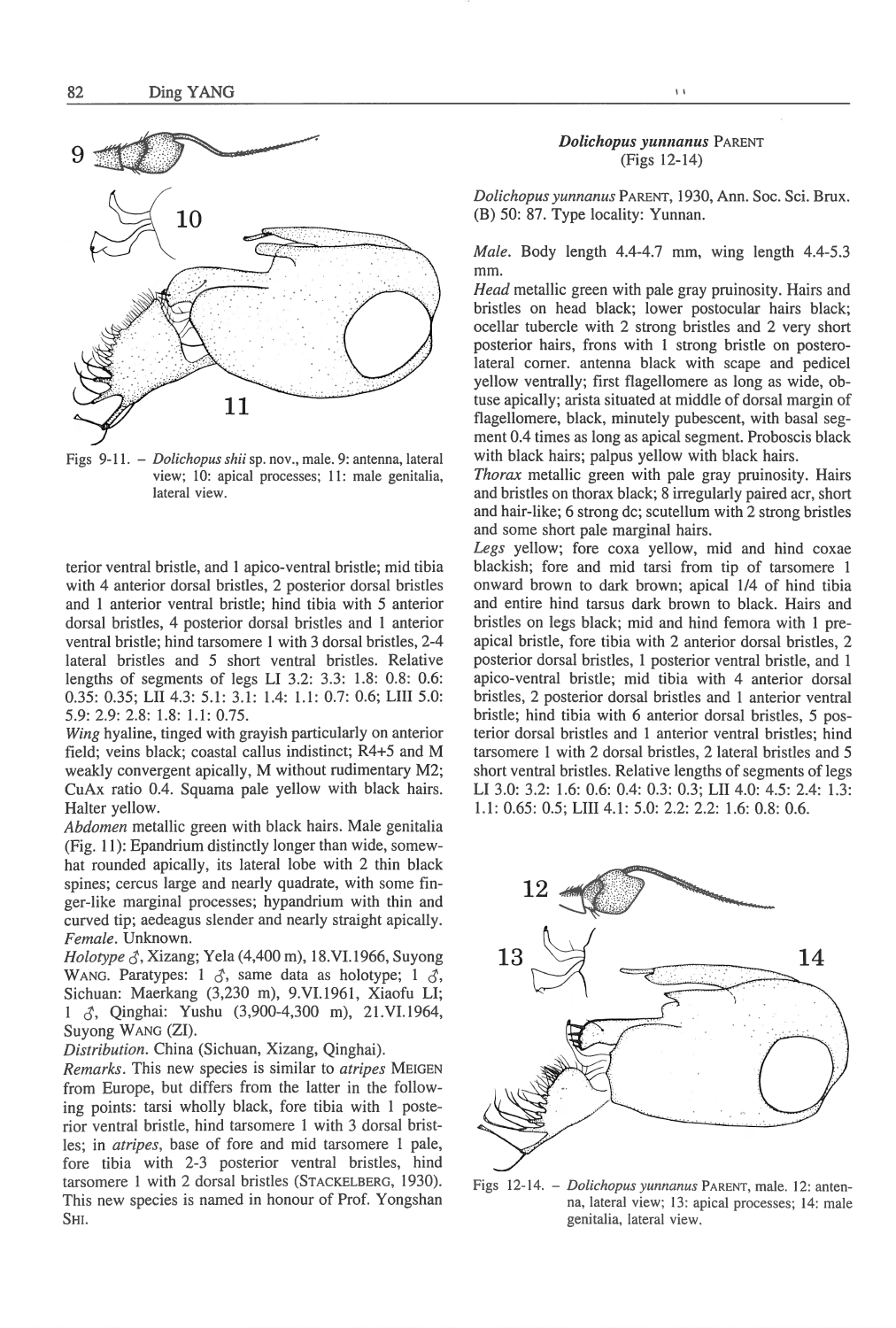Figs 9-11. – *Dolichopus shii* sp. nov., male. 9: antenna, lateral view; 10: apical processes; 11: male genitalia, lateral view.

terior ventral bristle, and 1 apico-ventral bristle; mid tibia with 4 anterior dorsal bristles, 2 posterior dorsal bristles and 1 anterior ventral bristle; hind tibia with 5 anterior dorsal bristles, 4 posterior dorsal bristles and 1 anterior ventral bristle; hind tarsomere 1 with 3 dorsal bristles, 2-4 lateral bristles and 5 short ventral bristles. Relative lengths of segments of legs LI 3.2: 3.3: 1.8: 0.8: 0.6: 0.35: 0.35; LII 4.3: 5.1: 3.1: 1.4: 1.1: 0.7: 0.6; LIII 5.0: 5.9: 2.9: 2.8: 1.8: 1.1: 0.75.

*Wing* hyaline, tinged with grayish particularly on anterior field; veins black; coastal callus indistinct; R4+5 and M weakly convergent apically, M without rudimentary M2; CuAx ratio 0.4. Squama pale yellow with black hairs. Halter yellow.

*Abdomen* metallic green with black hairs. Male genitalia (Fig. 11): Epandrium distinctly longer than wide, somewhat rounded apically, its lateral lobe with 2 thin black spines; cercus large and nearly quadrate, with some finger-like marginal processes; hypandrium with thin and curved tip; aedeagus slender and nearly straight apically.

*Female*. Unknown.

*Holotype* ♂, Xizang; Yela (4,400 m), 18.VI.1966, Suyong WANG. Paratypes: 1 ♂, same data as holotype; 1 ♂, Sichuan: Maerkang (3,230 m), 9.VI.1961, Xiaofu LI; 1 ♂, Qinghai: Yushu (3,900-4,300 m), 21.VI.1964, Suyong WANG (ZI).

*Distribution*. China (Sichuan, Xizang, Qinghai).

*Remarks*. This new species is similar to *atripes* MEIGEN from Europe, but differs from the latter in the following points: tarsi wholly black, fore tibia with 1 posterior ventral bristle, hind tarsomere 1 with 3 dorsal bristles; in *atripes*, base of fore and mid tarsomere 1 pale, fore tibia with 2-3 posterior ventral bristles, hind tarsomere 1 with 2 dorsal bristles (STACKELBERG, 1930). This new species is named in honour of Prof. Yongshan SHI.

### *Dolichopus yunnanus* PARENT (Figs 12-14)

*Dolichopus yunnanus* PARENT, 1930, Ann. Soc. Sci. Brux. (B) 50: 87. Type locality: Yunnan.

*Male*. Body length 4.4-4.7 mm, wing length 4.4-5.3 mm.

*Head* metallic green with pale gray pruinosity. Hairs and bristles on head black; lower postocular hairs black; ocellar tubercle with 2 strong bristles and 2 very short posterior hairs, frons with 1 strong bristle on postero-lateral corner. antenna black with scape and pedicel yellow ventrally; first flagellomere as long as wide, obtuse apically; arista situated at middle of dorsal margin of flagellomere, black, minutely pubescent, with basal segment 0.4 times as long as apical segment. Proboscis black with black hairs; palpus yellow with black hairs.

*Thorax* metallic green with pale gray pruinosity. Hairs and bristles on thorax black; 8 irregularly paired acr, short and hair-like; 6 strong dc; scutellum with 2 strong bristles and some short pale marginal hairs.

*Legs* yellow; fore coxa yellow, mid and hind coxae blackish; fore and mid tarsi from tip of tarsomere 1 onward brown to dark brown; apical 1/4 of hind tibia and entire hind tarsus dark brown to black. Hairs and bristles on legs black; mid and hind femora with 1 pre-apical bristle, fore tibia with 2 anterior dorsal bristles, 2 posterior dorsal bristles, 1 posterior ventral bristle, and 1 apico-ventral bristle; mid tibia with 4 anterior dorsal bristles, 2 posterior dorsal bristles and 1 anterior ventral bristle; hind tibia with 6 anterior dorsal bristles, 5 posterior dorsal bristles and 1 anterior ventral bristles; hind tarsomere 1 with 2 dorsal bristles, 2 lateral bristles and 5 short ventral bristles. Relative lengths of segments of legs LI 3.0: 3.2: 1.6: 0.6: 0.4: 0.3: 0.3; LII 4.0: 4.5: 2.4: 1.3: 1.1: 0.65: 0.5; LIII 4.1: 5.0: 2.2: 2.2: 1.6: 0.8: 0.6.

Figs 12-14. – *Dolichopus yunnanus* PARENT, male. 12: antenna, lateral view; 13: apical processes; 14: male genitalia, lateral view.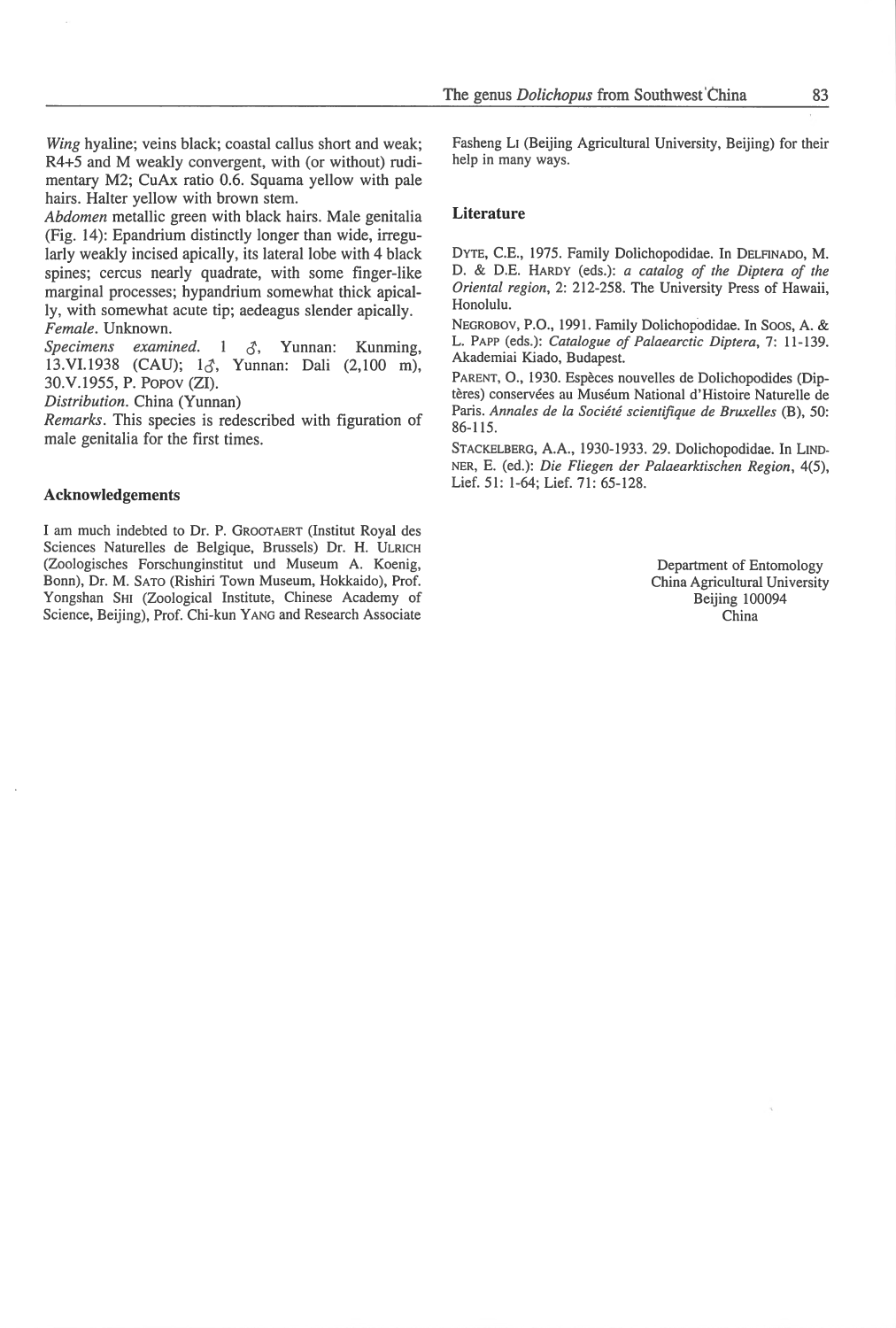*Wing* hyaline; veins black; coastal callus short and weak; R4+5 and M weakly convergent, with (or without) rudimentary M2; CuAx ratio 0.6. Squama yellow with pale hairs. Halter yellow with brown stem.

*Abdomen* metallic green with black hairs. Male genitalia (Fig. 14): Epandrium distinctly longer than wide, irregularly weakly incised apically, its lateral lobe with 4 black spines; cercus nearly quadrate, with some finger-like marginal processes; hypandrium somewhat thick apically, with somewhat acute tip; aedeagus slender apically.

*Female*. Unknown.

*Specimens examined*. 1 ♂, Yunnan: Kunming, 13.VI.1938 (CAU); 1♂, Yunnan: Dali (2,100 m), 30.V.1955, P. Popov (ZI).

*Distribution*. China (Yunnan)

*Remarks*. This species is redescribed with figuration of male genitalia for the first times.

## Acknowledgements

I am much indebted to Dr. P. Grootaert (Institut Royal des Sciences Naturelles de Belgique, Brussels) Dr. H. Ulrich (Zoologisches Forschunginstitut und Museum A. Koenig, Bonn), Dr. M. Sato (Rishiri Town Museum, Hokkaido), Prof. Yongshan Shi (Zoological Institute, Chinese Academy of Science, Beijing), Prof. Chi-kun Yang and Research Associate Fasheng Li (Beijing Agricultural University, Beijing) for their help in many ways.

## Literature

Dyte, C.E., 1975. Family Dolichopodidae. In Delfinado, M. D. & D.E. Hardy (eds.): *a catalog of the Diptera of the Oriental region*, 2: 212-258. The University Press of Hawaii, Honolulu.

Negrobov, P.O., 1991. Family Dolichopodidae. In Soos, A. & L. Papp (eds.): *Catalogue of Palaearctic Diptera*, 7: 11-139. Akademiai Kiado, Budapest.

Parent, O., 1930. Espèces nouvelles de Dolichopodides (Diptères) conservées au Muséum National d'Histoire Naturelle de Paris. *Annales de la Société scientifique de Bruxelles* (B), 50: 86-115.

Stackelberg, A.A., 1930-1933. 29. Dolichopodidae. In Lindner, E. (ed.): *Die Fliegen der Palaearktischen Region*, 4(5), Lief. 51: 1-64; Lief. 71: 65-128.

Department of Entomology
China Agricultural University
Beijing 100094
China